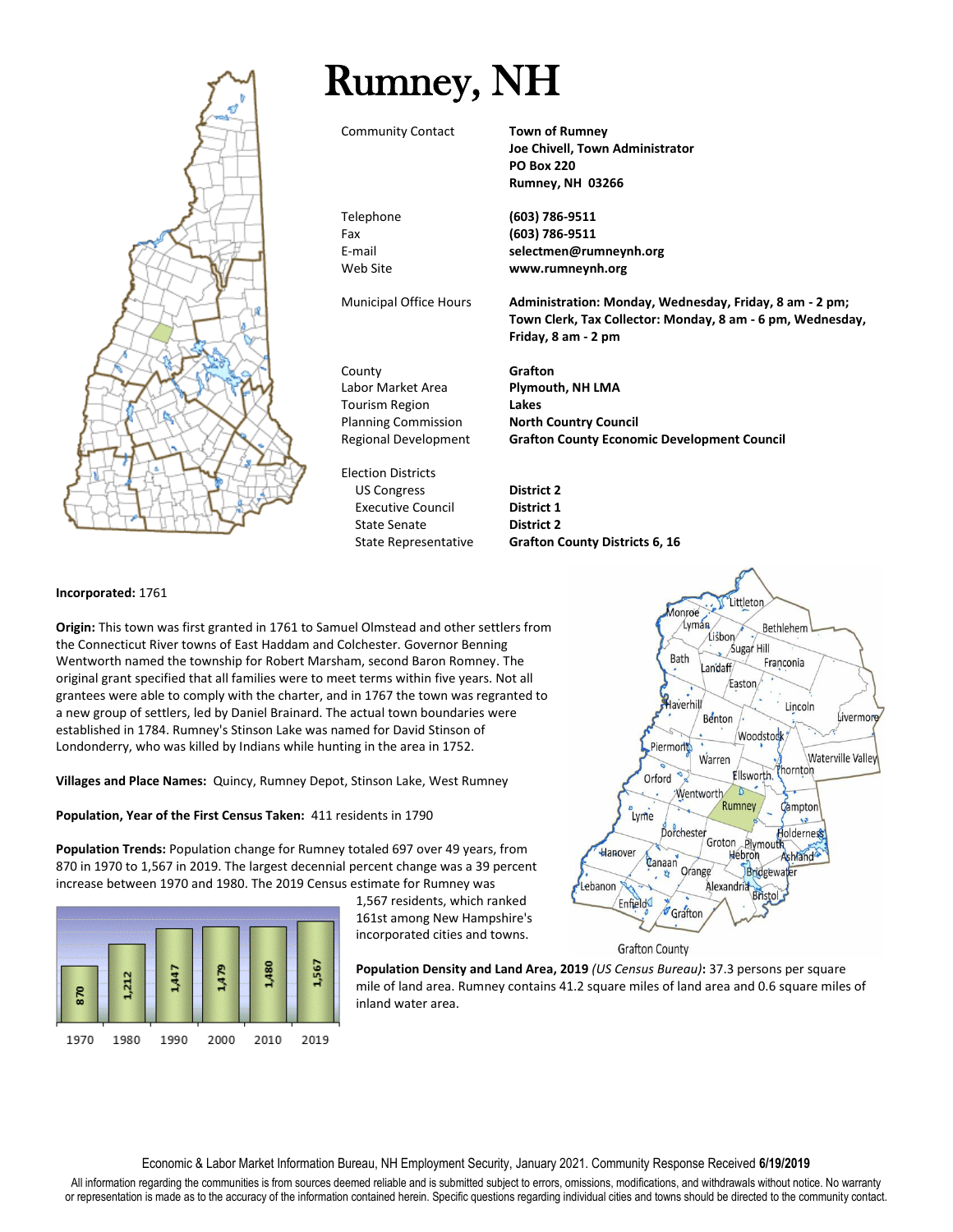# Rumney, NH

| | |
|---|---|
| Community Contact | **Town of Rumney**<br>**Joe Chivell, Town Administrator**<br>**PO Box 220**<br>**Rumney, NH 03266** |
| Telephone | **(603) 786-9511** |
| Fax | **(603) 786-9511** |
| E-mail | **selectmen@rumneynh.org** |
| Web Site | **www.rumneynh.org** |
| Municipal Office Hours | **Administration: Monday, Wednesday, Friday, 8 am - 2 pm; Town Clerk, Tax Collector: Monday, 8 am - 6 pm, Wednesday, Friday, 8 am - 2 pm** |
| County | **Grafton** |
| Labor Market Area | **Plymouth, NH LMA** |
| Tourism Region | **Lakes** |
| Planning Commission | **North Country Council** |
| Regional Development | **Grafton County Economic Development Council** |
| Election Districts | |
| US Congress | **District 2** |
| Executive Council | **District 1** |
| State Senate | **District 2** |
| State Representative | **Grafton County Districts 6, 16** |

**Incorporated:** 1761

**Origin:** This town was first granted in 1761 to Samuel Olmstead and other settlers from the Connecticut River towns of East Haddam and Colchester. Governor Benning Wentworth named the township for Robert Marsham, second Baron Romney. The original grant specified that all families were to meet terms within five years. Not all grantees were able to comply with the charter, and in 1767 the town was regranted to a new group of settlers, led by Daniel Brainard. The actual town boundaries were established in 1784. Rumney's Stinson Lake was named for David Stinson of Londonderry, who was killed by Indians while hunting in the area in 1752.

**Villages and Place Names:** Quincy, Rumney Depot, Stinson Lake, West Rumney

**Population, Year of the First Census Taken:** 411 residents in 1790

**Population Trends:** Population change for Rumney totaled 697 over 49 years, from 870 in 1970 to 1,567 in 2019. The largest decennial percent change was a 39 percent increase between 1970 and 1980. The 2019 Census estimate for Rumney was 1,567 residents, which ranked 161st among New Hampshire's incorporated cities and towns.

| 1970 | 1980 | 1990 | 2000 | 2010 | 2019 |
|---|---|---|---|---|---|
| 870 | 1,212 | 1,447 | 1,479 | 1,480 | 1,567 |

Grafton County

**Population Density and Land Area, 2019** *(US Census Bureau)***:** 37.3 persons per square mile of land area. Rumney contains 41.2 square miles of land area and 0.6 square miles of inland water area.

Economic & Labor Market Information Bureau, NH Employment Security, January 2021. Community Response Received **6/19/2019**

All information regarding the communities is from sources deemed reliable and is submitted subject to errors, omissions, modifications, and withdrawals without notice. No warranty or representation is made as to the accuracy of the information contained herein. Specific questions regarding individual cities and towns should be directed to the community contact.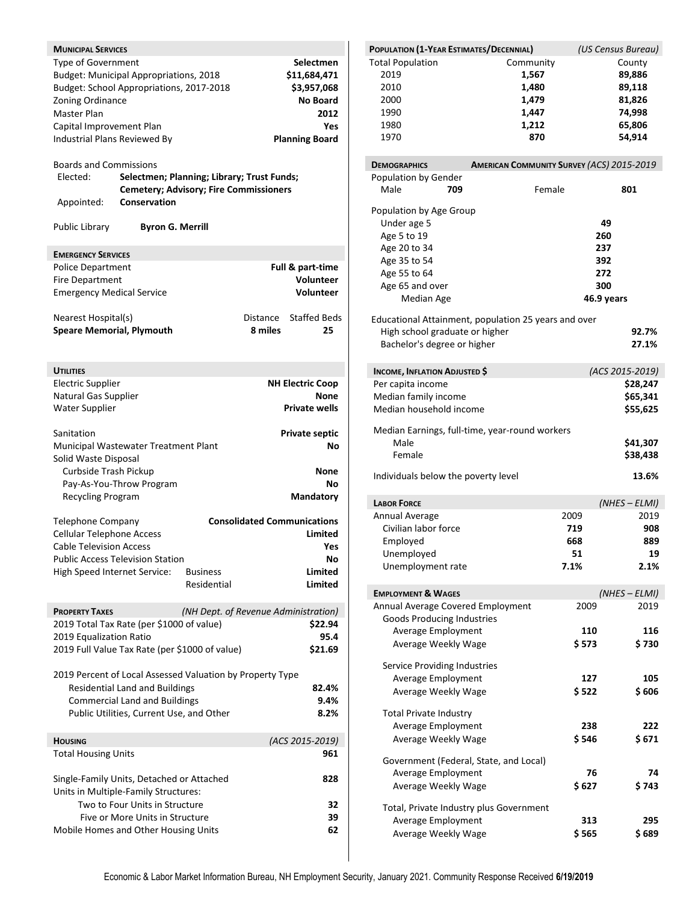## Municipal Services

| | |
|---|---|
| Type of Government | **Selectmen** |
| Budget: Municipal Appropriations, 2018 | **$11,684,471** |
| Budget: School Appropriations, 2017-2018 | **$3,957,068** |
| Zoning Ordinance | **No Board** |
| Master Plan | **2012** |
| Capital Improvement Plan | **Yes** |
| Industrial Plans Reviewed By | **Planning Board** |

Boards and Commissions

| | |
|---|---|
| Elected: | **Selectmen; Planning; Library; Trust Funds; Cemetery; Advisory; Fire Commissioners** |
| Appointed: | **Conservation** |

Public Library **Byron G. Merrill**

## Emergency Services

| | |
|---|---|
| Police Department | **Full & part-time** |
| Fire Department | **Volunteer** |
| Emergency Medical Service | **Volunteer** |

| Nearest Hospital(s) | Distance | Staffed Beds |
|---|---|---|
| **Speare Memorial, Plymouth** | **8 miles** | **25** |

## Utilities

| | |
|---|---|
| Electric Supplier | **NH Electric Coop** |
| Natural Gas Supplier | **None** |
| Water Supplier | **Private wells** |
| Sanitation | **Private septic** |
| Municipal Wastewater Treatment Plant | **No** |
| Solid Waste Disposal | |
| Curbside Trash Pickup | **None** |
| Pay-As-You-Throw Program | **No** |
| Recycling Program | **Mandatory** |
| Telephone Company | **Consolidated Communications** |
| Cellular Telephone Access | **Limited** |
| Cable Television Access | **Yes** |
| Public Access Television Station | **No** |
| High Speed Internet Service: Business | **Limited** |
| High Speed Internet Service: Residential | **Limited** |

## Property Taxes *(NH Dept. of Revenue Administration)*

| | |
|---|---|
| 2019 Total Tax Rate (per $1000 of value) | **$22.94** |
| 2019 Equalization Ratio | **95.4** |
| 2019 Full Value Tax Rate (per $1000 of value) | **$21.69** |

2019 Percent of Local Assessed Valuation by Property Type

| | |
|---|---|
| Residential Land and Buildings | **82.4%** |
| Commercial Land and Buildings | **9.4%** |
| Public Utilities, Current Use, and Other | **8.2%** |

## Housing *(ACS 2015-2019)*

| | |
|---|---|
| Total Housing Units | **961** |
| Single-Family Units, Detached or Attached | **828** |
| Units in Multiple-Family Structures: | |
| Two to Four Units in Structure | **32** |
| Five or More Units in Structure | **39** |
| Mobile Homes and Other Housing Units | **62** |

## Population (1-Year Estimates/Decennial) *(US Census Bureau)*

| Total Population | Community | County |
|---|---|---|
| 2019 | **1,567** | **89,886** |
| 2010 | **1,480** | **89,118** |
| 2000 | **1,479** | **81,826** |
| 1990 | **1,447** | **74,998** |
| 1980 | **1,212** | **65,806** |
| 1970 | **870** | **54,914** |

## Demographics — American Community Survey *(ACS) 2015-2019*

Population by Gender

| Male | **709** | Female | **801** |
|---|---|---|---|

Population by Age Group

| | |
|---|---|
| Under age 5 | **49** |
| Age 5 to 19 | **260** |
| Age 20 to 34 | **237** |
| Age 35 to 54 | **392** |
| Age 55 to 64 | **272** |
| Age 65 and over | **300** |
| Median Age | **46.9 years** |

Educational Attainment, population 25 years and over

| | |
|---|---|
| High school graduate or higher | **92.7%** |
| Bachelor's degree or higher | **27.1%** |

## Income, Inflation Adjusted $ *(ACS 2015-2019)*

| | |
|---|---|
| Per capita income | **$28,247** |
| Median family income | **$65,341** |
| Median household income | **$55,625** |

Median Earnings, full-time, year-round workers

| | |
|---|---|
| Male | **$41,307** |
| Female | **$38,438** |

| | |
|---|---|
| Individuals below the poverty level | **13.6%** |

## Labor Force *(NHES – ELMI)*

| Annual Average | 2009 | 2019 |
|---|---|---|
| Civilian labor force | **719** | **908** |
| Employed | **668** | **889** |
| Unemployed | **51** | **19** |
| Unemployment rate | **7.1%** | **2.1%** |

## Employment & Wages *(NHES – ELMI)*

| Annual Average Covered Employment | 2009 | 2019 |
|---|---|---|
| **Goods Producing Industries** | | |
| Average Employment | **110** | **116** |
| Average Weekly Wage | **$ 573** | **$ 730** |
| **Service Providing Industries** | | |
| Average Employment | **127** | **105** |
| Average Weekly Wage | **$ 522** | **$ 606** |
| **Total Private Industry** | | |
| Average Employment | **238** | **222** |
| Average Weekly Wage | **$ 546** | **$ 671** |
| **Government (Federal, State, and Local)** | | |
| Average Employment | **76** | **74** |
| Average Weekly Wage | **$ 627** | **$ 743** |
| **Total, Private Industry plus Government** | | |
| Average Employment | **313** | **295** |
| Average Weekly Wage | **$ 565** | **$ 689** |

Economic & Labor Market Information Bureau, NH Employment Security, January 2021. Community Response Received **6/19/2019**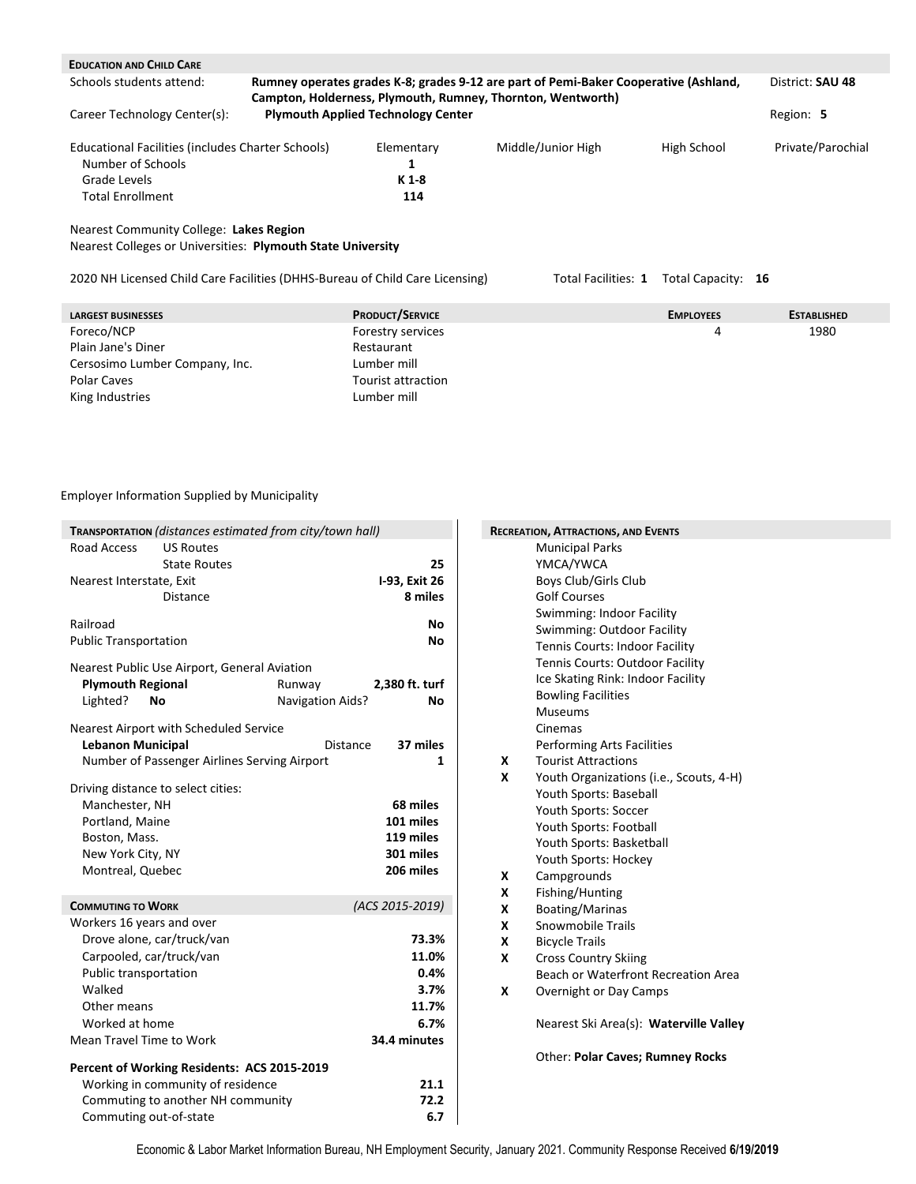## EDUCATION AND CHILD CARE

| | | | | |
|---|---|---|---|---|
| Schools students attend: | **Rumney operates grades K-8; grades 9-12 are part of Pemi-Baker Cooperative (Ashland, Campton, Holderness, Plymouth, Rumney, Thornton, Wentworth)** | | | District: **SAU 48** |
| Career Technology Center(s): | **Plymouth Applied Technology Center** | | | Region: **5** |

| Educational Facilities (includes Charter Schools) | Elementary | Middle/Junior High | High School | Private/Parochial |
|---|---|---|---|---|
| Number of Schools | **1** | | | |
| Grade Levels | **K 1-8** | | | |
| Total Enrollment | **114** | | | |

Nearest Community College: **Lakes Region**
Nearest Colleges or Universities: **Plymouth State University**

2020 NH Licensed Child Care Facilities (DHHS-Bureau of Child Care Licensing) Total Facilities: **1** Total Capacity: **16**

| LARGEST BUSINESSES | PRODUCT/SERVICE | EMPLOYEES | ESTABLISHED |
|---|---|---|---|
| Foreco/NCP | Forestry services | 4 | 1980 |
| Plain Jane's Diner | Restaurant | | |
| Cersosimo Lumber Company, Inc. | Lumber mill | | |
| Polar Caves | Tourist attraction | | |
| King Industries | Lumber mill | | |

Employer Information Supplied by Municipality

## TRANSPORTATION *(distances estimated from city/town hall)*

| | | |
|---|---|---|
| Road Access | US Routes | |
| | State Routes | **25** |
| Nearest Interstate, Exit | | **I-93, Exit 26** |
| | Distance | **8 miles** |
| Railroad | | **No** |
| Public Transportation | | **No** |

Nearest Public Use Airport, General Aviation

| | | |
|---|---|---|
| **Plymouth Regional** | Runway | **2,380 ft. turf** |
| Lighted? **No** | Navigation Aids? | **No** |

Nearest Airport with Scheduled Service

| | | |
|---|---|---|
| **Lebanon Municipal** | Distance | **37 miles** |
| Number of Passenger Airlines Serving Airport | | **1** |

Driving distance to select cities:

| | |
|---|---|
| Manchester, NH | **68 miles** |
| Portland, Maine | **101 miles** |
| Boston, Mass. | **119 miles** |
| New York City, NY | **301 miles** |
| Montreal, Quebec | **206 miles** |

## COMMUTING TO WORK *(ACS 2015-2019)*

| | |
|---|---|
| Workers 16 years and over | |
| Drove alone, car/truck/van | **73.3%** |
| Carpooled, car/truck/van | **11.0%** |
| Public transportation | **0.4%** |
| Walked | **3.7%** |
| Other means | **11.7%** |
| Worked at home | **6.7%** |
| Mean Travel Time to Work | **34.4 minutes** |

**Percent of Working Residents: ACS 2015-2019**

| | |
|---|---|
| Working in community of residence | **21.1** |
| Commuting to another NH community | **72.2** |
| Commuting out-of-state | **6.7** |

## RECREATION, ATTRACTIONS, AND EVENTS

| | |
|---|---|
| | Municipal Parks |
| | YMCA/YWCA |
| | Boys Club/Girls Club |
| | Golf Courses |
| | Swimming: Indoor Facility |
| | Swimming: Outdoor Facility |
| | Tennis Courts: Indoor Facility |
| | Tennis Courts: Outdoor Facility |
| | Ice Skating Rink: Indoor Facility |
| | Bowling Facilities |
| | Museums |
| | Cinemas |
| | Performing Arts Facilities |
| X | Tourist Attractions |
| X | Youth Organizations (i.e., Scouts, 4-H) |
| | Youth Sports: Baseball |
| | Youth Sports: Soccer |
| | Youth Sports: Football |
| | Youth Sports: Basketball |
| | Youth Sports: Hockey |
| X | Campgrounds |
| X | Fishing/Hunting |
| X | Boating/Marinas |
| X | Snowmobile Trails |
| X | Bicycle Trails |
| X | Cross Country Skiing |
| | Beach or Waterfront Recreation Area |
| X | Overnight or Day Camps |

Nearest Ski Area(s): **Waterville Valley**

Other: **Polar Caves; Rumney Rocks**

Economic & Labor Market Information Bureau, NH Employment Security, January 2021. Community Response Received **6/19/2019**